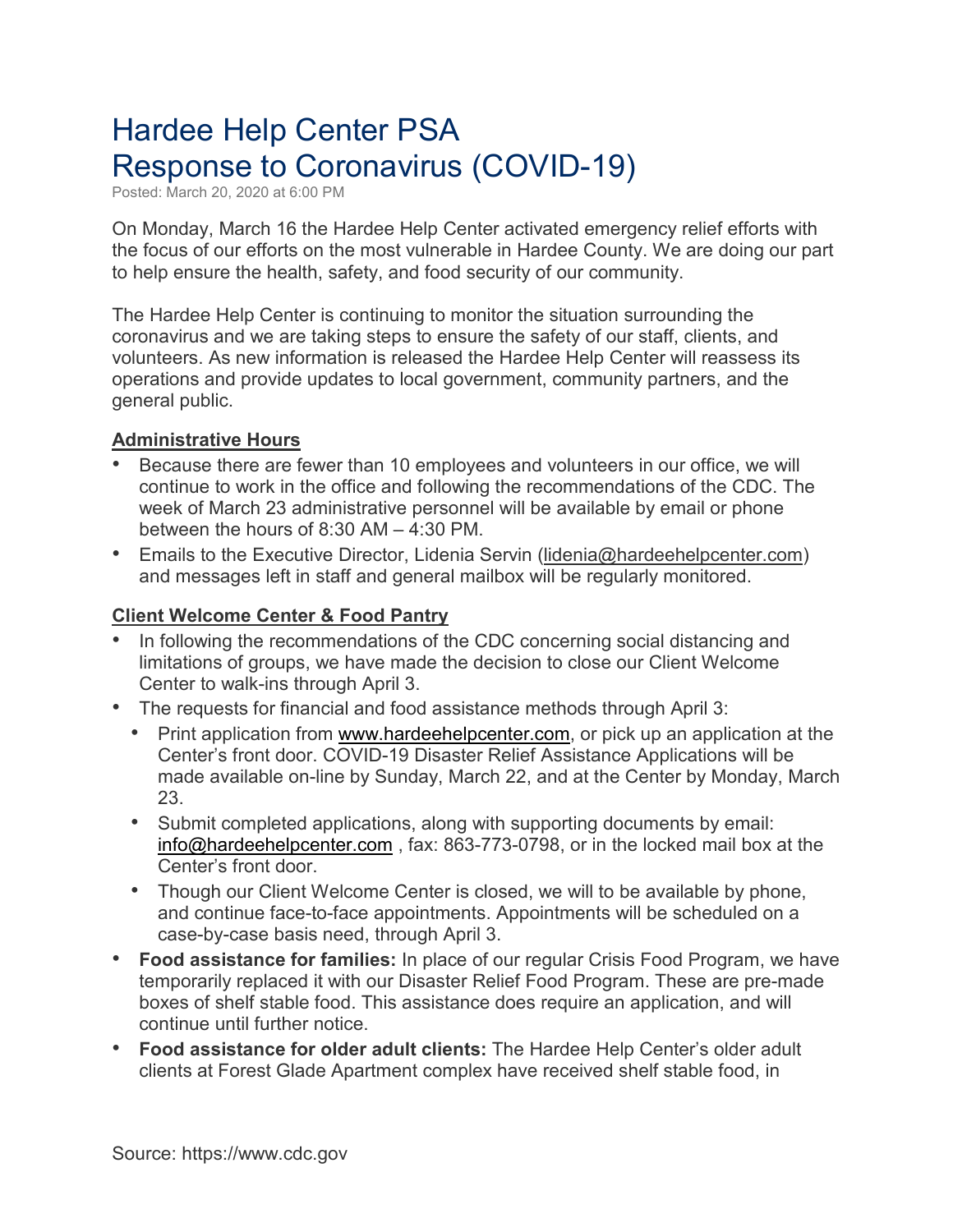# Hardee Help Center PSA
# Response to Coronavirus (COVID-19)

Posted: March 20, 2020 at 6:00 PM

On Monday, March 16 the Hardee Help Center activated emergency relief efforts with the focus of our efforts on the most vulnerable in Hardee County. We are doing our part to help ensure the health, safety, and food security of our community.

The Hardee Help Center is continuing to monitor the situation surrounding the coronavirus and we are taking steps to ensure the safety of our staff, clients, and volunteers. As new information is released the Hardee Help Center will reassess its operations and provide updates to local government, community partners, and the general public.

## Administrative Hours

- Because there are fewer than 10 employees and volunteers in our office, we will continue to work in the office and following the recommendations of the CDC. The week of March 23 administrative personnel will be available by email or phone between the hours of 8:30 AM – 4:30 PM.
- Emails to the Executive Director, Lidenia Servin (lidenia@hardeehelpcenter.com) and messages left in staff and general mailbox will be regularly monitored.

## Client Welcome Center & Food Pantry

- In following the recommendations of the CDC concerning social distancing and limitations of groups, we have made the decision to close our Client Welcome Center to walk-ins through April 3.
- The requests for financial and food assistance methods through April 3:
  - Print application from www.hardeehelpcenter.com, or pick up an application at the Center's front door. COVID-19 Disaster Relief Assistance Applications will be made available on-line by Sunday, March 22, and at the Center by Monday, March 23.
  - Submit completed applications, along with supporting documents by email: info@hardeehelpcenter.com , fax: 863-773-0798, or in the locked mail box at the Center's front door.
  - Though our Client Welcome Center is closed, we will to be available by phone, and continue face-to-face appointments. Appointments will be scheduled on a case-by-case basis need, through April 3.
- **Food assistance for families:** In place of our regular Crisis Food Program, we have temporarily replaced it with our Disaster Relief Food Program. These are pre-made boxes of shelf stable food. This assistance does require an application, and will continue until further notice.
- **Food assistance for older adult clients:** The Hardee Help Center's older adult clients at Forest Glade Apartment complex have received shelf stable food, in

Source: https://www.cdc.gov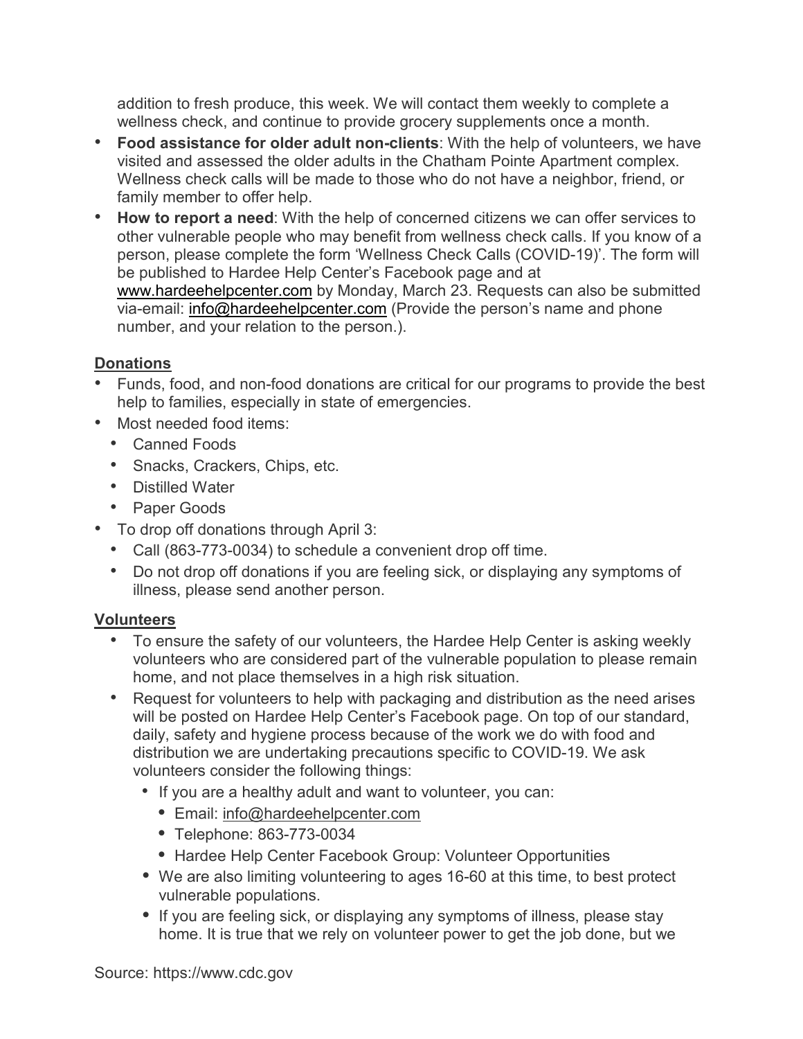addition to fresh produce, this week. We will contact them weekly to complete a wellness check, and continue to provide grocery supplements once a month.

- **Food assistance for older adult non-clients**: With the help of volunteers, we have visited and assessed the older adults in the Chatham Pointe Apartment complex. Wellness check calls will be made to those who do not have a neighbor, friend, or family member to offer help.
- **How to report a need**: With the help of concerned citizens we can offer services to other vulnerable people who may benefit from wellness check calls. If you know of a person, please complete the form 'Wellness Check Calls (COVID-19)'. The form will be published to Hardee Help Center's Facebook page and at www.hardeehelpcenter.com by Monday, March 23. Requests can also be submitted via-email: info@hardeehelpcenter.com (Provide the person's name and phone number, and your relation to the person.).

## Donations

- Funds, food, and non-food donations are critical for our programs to provide the best help to families, especially in state of emergencies.
- Most needed food items:
  - Canned Foods
  - Snacks, Crackers, Chips, etc.
  - Distilled Water
  - Paper Goods
- To drop off donations through April 3:
  - Call (863-773-0034) to schedule a convenient drop off time.
  - Do not drop off donations if you are feeling sick, or displaying any symptoms of illness, please send another person.

## Volunteers

- To ensure the safety of our volunteers, the Hardee Help Center is asking weekly volunteers who are considered part of the vulnerable population to please remain home, and not place themselves in a high risk situation.
- Request for volunteers to help with packaging and distribution as the need arises will be posted on Hardee Help Center's Facebook page. On top of our standard, daily, safety and hygiene process because of the work we do with food and distribution we are undertaking precautions specific to COVID-19. We ask volunteers consider the following things:
  - If you are a healthy adult and want to volunteer, you can:
    - Email: info@hardeehelpcenter.com
    - Telephone: 863-773-0034
    - Hardee Help Center Facebook Group: Volunteer Opportunities
  - We are also limiting volunteering to ages 16-60 at this time, to best protect vulnerable populations.
  - If you are feeling sick, or displaying any symptoms of illness, please stay home. It is true that we rely on volunteer power to get the job done, but we

Source: https://www.cdc.gov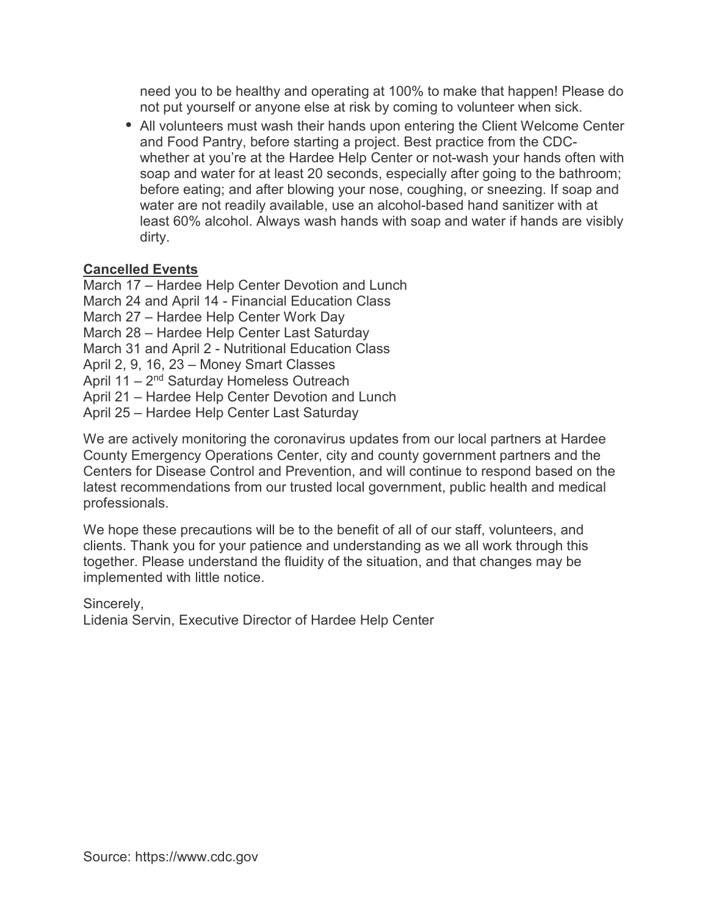need you to be healthy and operating at 100% to make that happen! Please do not put yourself or anyone else at risk by coming to volunteer when sick.

- All volunteers must wash their hands upon entering the Client Welcome Center and Food Pantry, before starting a project. Best practice from the CDC-whether at you're at the Hardee Help Center or not-wash your hands often with soap and water for at least 20 seconds, especially after going to the bathroom; before eating; and after blowing your nose, coughing, or sneezing. If soap and water are not readily available, use an alcohol-based hand sanitizer with at least 60% alcohol. Always wash hands with soap and water if hands are visibly dirty.

**Cancelled Events**

March 17 – Hardee Help Center Devotion and Lunch
March 24 and April 14 - Financial Education Class
March 27 – Hardee Help Center Work Day
March 28 – Hardee Help Center Last Saturday
March 31 and April 2 - Nutritional Education Class
April 2, 9, 16, 23 – Money Smart Classes
April 11 – 2nd Saturday Homeless Outreach
April 21 – Hardee Help Center Devotion and Lunch
April 25 – Hardee Help Center Last Saturday

We are actively monitoring the coronavirus updates from our local partners at Hardee County Emergency Operations Center, city and county government partners and the Centers for Disease Control and Prevention, and will continue to respond based on the latest recommendations from our trusted local government, public health and medical professionals.

We hope these precautions will be to the benefit of all of our staff, volunteers, and clients. Thank you for your patience and understanding as we all work through this together. Please understand the fluidity of the situation, and that changes may be implemented with little notice.

Sincerely,
Lidenia Servin, Executive Director of Hardee Help Center

Source: https://www.cdc.gov